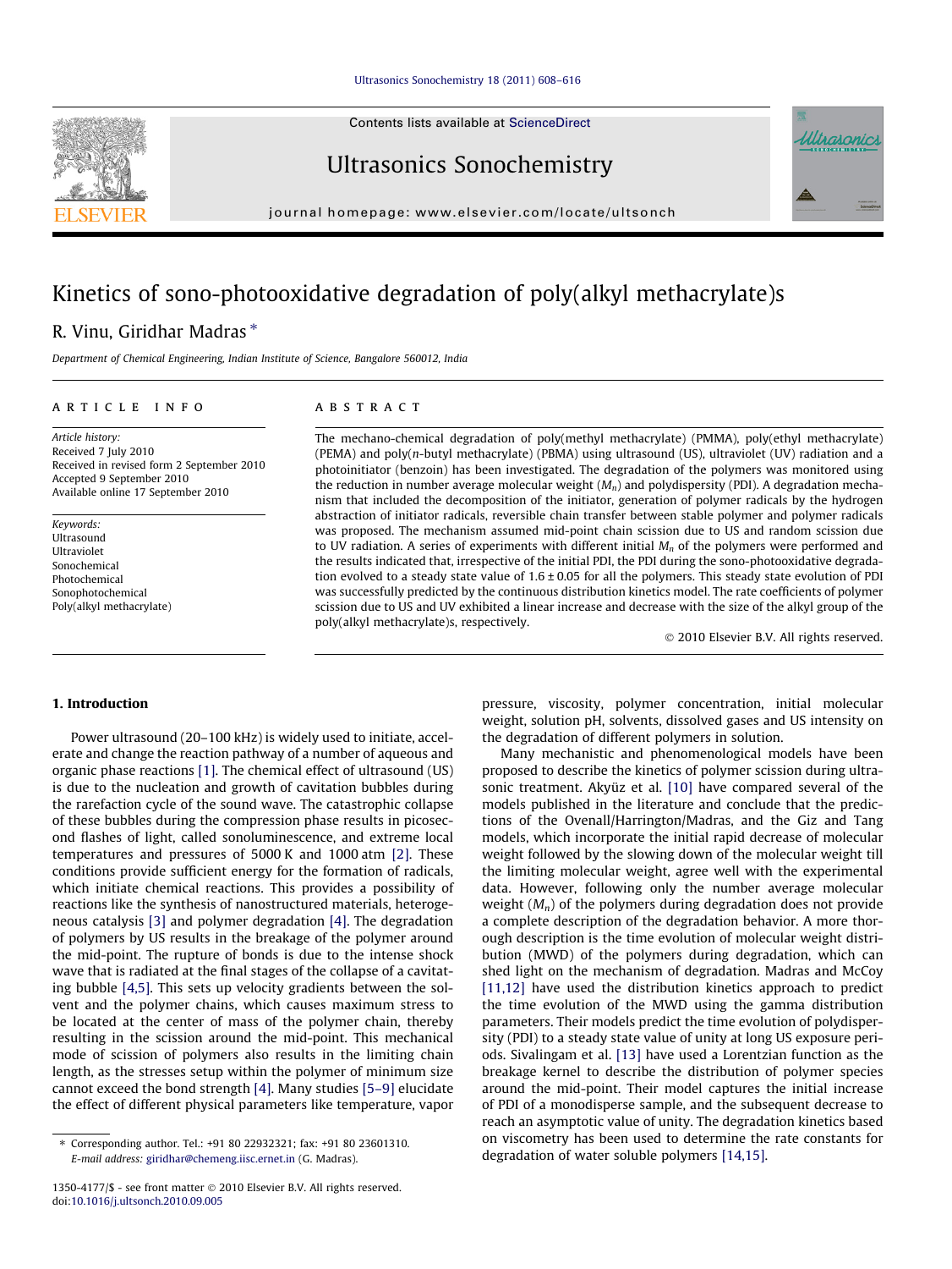# Kinetics of sono-photooxidative degradation of poly(alkyl methacrylate)s

R. Vinu, Giridhar Madras *

*Department of Chemical Engineering, Indian Institute of Science, Bangalore 560012, India*

## ARTICLE INFO

*Article history:*
Received 7 July 2010
Received in revised form 2 September 2010
Accepted 9 September 2010
Available online 17 September 2010

*Keywords:*
Ultrasound
Ultraviolet
Sonochemical
Photochemical
Sonophotochemical
Poly(alkyl methacrylate)

## ABSTRACT

The mechano-chemical degradation of poly(methyl methacrylate) (PMMA), poly(ethyl methacrylate) (PEMA) and poly(*n*-butyl methacrylate) (PBMA) using ultrasound (US), ultraviolet (UV) radiation and a photoinitiator (benzoin) has been investigated. The degradation of the polymers was monitored using the reduction in number average molecular weight ($M_n$) and polydispersity (PDI). A degradation mechanism that included the decomposition of the initiator, generation of polymer radicals by the hydrogen abstraction of initiator radicals, reversible chain transfer between stable polymer and polymer radicals was proposed. The mechanism assumed mid-point chain scission due to US and random scission due to UV radiation. A series of experiments with different initial $M_n$ of the polymers were performed and the results indicated that, irrespective of the initial PDI, the PDI during the sono-photooxidative degradation evolved to a steady state value of 1.6 ± 0.05 for all the polymers. This steady state evolution of PDI was successfully predicted by the continuous distribution kinetics model. The rate coefficients of polymer scission due to US and UV exhibited a linear increase and decrease with the size of the alkyl group of the poly(alkyl methacrylate)s, respectively.

© 2010 Elsevier B.V. All rights reserved.

## 1. Introduction

Power ultrasound (20–100 kHz) is widely used to initiate, accelerate and change the reaction pathway of a number of aqueous and organic phase reactions [1]. The chemical effect of ultrasound (US) is due to the nucleation and growth of cavitation bubbles during the rarefaction cycle of the sound wave. The catastrophic collapse of these bubbles during the compression phase results in picosecond flashes of light, called sonoluminescence, and extreme local temperatures and pressures of 5000 K and 1000 atm [2]. These conditions provide sufficient energy for the formation of radicals, which initiate chemical reactions. This provides a possibility of reactions like the synthesis of nanostructured materials, heterogeneous catalysis [3] and polymer degradation [4]. The degradation of polymers by US results in the breakage of the polymer around the mid-point. The rupture of bonds is due to the intense shock wave that is radiated at the final stages of the collapse of a cavitating bubble [4,5]. This sets up velocity gradients between the solvent and the polymer chains, which causes maximum stress to be located at the center of mass of the polymer chain, thereby resulting in the scission around the mid-point. This mechanical mode of scission of polymers also results in the limiting chain length, as the stresses setup within the polymer of minimum size cannot exceed the bond strength [4]. Many studies [5–9] elucidate the effect of different physical parameters like temperature, vapor pressure, viscosity, polymer concentration, initial molecular weight, solution pH, solvents, dissolved gases and US intensity on the degradation of different polymers in solution.

Many mechanistic and phenomenological models have been proposed to describe the kinetics of polymer scission during ultrasonic treatment. Akyüz et al. [10] have compared several of the models published in the literature and conclude that the predictions of the Ovenall/Harrington/Madras, and the Giz and Tang models, which incorporate the initial rapid decrease of molecular weight followed by the slowing down of the molecular weight till the limiting molecular weight, agree well with the experimental data. However, following only the number average molecular weight ($M_n$) of the polymers during degradation does not provide a complete description of the degradation behavior. A more thorough description is the time evolution of molecular weight distribution (MWD) of the polymers during degradation, which can shed light on the mechanism of degradation. Madras and McCoy [11,12] have used the distribution kinetics approach to predict the time evolution of the MWD using the gamma distribution parameters. Their models predict the time evolution of polydispersity (PDI) to a steady state value of unity at long US exposure periods. Sivalingam et al. [13] have used a Lorentzian function as the breakage kernel to describe the distribution of polymer species around the mid-point. Their model captures the initial increase of PDI of a monodisperse sample, and the subsequent decrease to reach an asymptotic value of unity. The degradation kinetics based on viscometry has been used to determine the rate constants for degradation of water soluble polymers [14,15].

---

* Corresponding author. Tel.: +91 80 22932321; fax: +91 80 23601310.
*E-mail address:* giridhar@chemeng.iisc.ernet.in (G. Madras).

1350-4177/$ - see front matter © 2010 Elsevier B.V. All rights reserved.
doi:10.1016/j.ultsonch.2010.09.005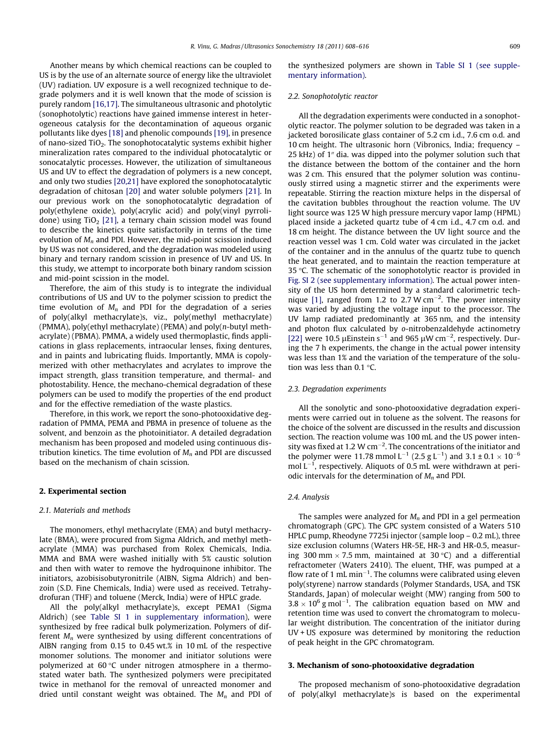Another means by which chemical reactions can be coupled to US is by the use of an alternate source of energy like the ultraviolet (UV) radiation. UV exposure is a well recognized technique to degrade polymers and it is well known that the mode of scission is purely random [16,17]. The simultaneous ultrasonic and photolytic (sonophotolytic) reactions have gained immense interest in heterogeneous catalysis for the decontamination of aqueous organic pollutants like dyes [18] and phenolic compounds [19], in presence of nano-sized $TiO_2$. The sonophotocatalytic systems exhibit higher mineralization rates compared to the individual photocatalytic or sonocatalytic processes. However, the utilization of simultaneous US and UV to effect the degradation of polymers is a new concept, and only two studies [20,21] have explored the sonophotocatalytic degradation of chitosan [20] and water soluble polymers [21]. In our previous work on the sonophotocatalytic degradation of poly(ethylene oxide), poly(acrylic acid) and poly(vinyl pyrrolidone) using $TiO_2$ [21], a ternary chain scission model was found to describe the kinetics quite satisfactorily in terms of the time evolution of $M_n$ and PDI. However, the mid-point scission induced by US was not considered, and the degradation was modeled using binary and ternary random scission in presence of UV and US. In this study, we attempt to incorporate both binary random scission and mid-point scission in the model.

Therefore, the aim of this study is to integrate the individual contributions of US and UV to the polymer scission to predict the time evolution of $M_n$ and PDI for the degradation of a series of poly(alkyl methacrylate)s, viz., poly(methyl methacrylate) (PMMA), poly(ethyl methacrylate) (PEMA) and poly(*n*-butyl methacrylate) (PBMA). PMMA, a widely used thermoplastic, finds applications in glass replacements, intraocular lenses, fixing dentures, and in paints and lubricating fluids. Importantly, MMA is copolymerized with other methacrylates and acrylates to improve the impact strength, glass transition temperature, and thermal- and photostability. Hence, the mechano-chemical degradation of these polymers can be used to modify the properties of the end product and for the effective remediation of the waste plastics.

Therefore, in this work, we report the sono-photooxidative degradation of PMMA, PEMA and PBMA in presence of toluene as the solvent, and benzoin as the photoinitiator. A detailed degradation mechanism has been proposed and modeled using continuous distribution kinetics. The time evolution of $M_n$ and PDI are discussed based on the mechanism of chain scission.

## 2. Experimental section

### 2.1. Materials and methods

The monomers, ethyl methacrylate (EMA) and butyl methacrylate (BMA), were procured from Sigma Aldrich, and methyl methacrylate (MMA) was purchased from Rolex Chemicals, India. MMA and BMA were washed initially with 5% caustic solution and then with water to remove the hydroquinone inhibitor. The initiators, azobisisobutyronitrile (AIBN, Sigma Aldrich) and benzoin (S.D. Fine Chemicals, India) were used as received. Tetrahydrofuran (THF) and toluene (Merck, India) were of HPLC grade.

All the poly(alkyl methacrylate)s, except PEMA1 (Sigma Aldrich) (see Table SI 1 in supplementary information), were synthesized by free radical bulk polymerization. Polymers of different $M_n$ were synthesized by using different concentrations of AIBN ranging from 0.15 to 0.45 wt.% in 10 mL of the respective monomer solutions. The monomer and initiator solutions were polymerized at 60 °C under nitrogen atmosphere in a thermostated water bath. The synthesized polymers were precipitated twice in methanol for the removal of unreacted monomer and dried until constant weight was obtained. The $M_n$ and PDI of the synthesized polymers are shown in Table SI 1 (see supplementary information).

### 2.2. Sonophotolytic reactor

All the degradation experiments were conducted in a sonophotolytic reactor. The polymer solution to be degraded was taken in a jacketed borosilicate glass container of 5.2 cm i.d., 7.6 cm o.d. and 10 cm height. The ultrasonic horn (Vibronics, India; frequency – 25 kHz) of 1″ dia. was dipped into the polymer solution such that the distance between the bottom of the container and the horn was 2 cm. This ensured that the polymer solution was continuously stirred using a magnetic stirrer and the experiments were repeatable. Stirring the reaction mixture helps in the dispersal of the cavitation bubbles throughout the reaction volume. The UV light source was 125 W high pressure mercury vapor lamp (HPML) placed inside a jacketed quartz tube of 4 cm i.d., 4.7 cm o.d. and 18 cm height. The distance between the UV light source and the reaction vessel was 1 cm. Cold water was circulated in the jacket of the container and in the annulus of the quartz tube to quench the heat generated, and to maintain the reaction temperature at 35 °C. The schematic of the sonophotolytic reactor is provided in Fig. SI 2 (see supplementary information). The actual power intensity of the US horn determined by a standard calorimetric technique [1], ranged from 1.2 to 2.7 W $cm^{-2}$. The power intensity was varied by adjusting the voltage input to the processor. The UV lamp radiated predominantly at 365 nm, and the intensity and photon flux calculated by *o*-nitrobenzaldehyde actinometry [22] were 10.5 μEinstein $s^{-1}$ and 965 μW $cm^{-2}$, respectively. During the 7 h experiments, the change in the actual power intensity was less than 1% and the variation of the temperature of the solution was less than 0.1 °C.

### 2.3. Degradation experiments

All the sonolytic and sono-photooxidative degradation experiments were carried out in toluene as the solvent. The reasons for the choice of the solvent are discussed in the results and discussion section. The reaction volume was 100 mL and the US power intensity was fixed at 1.2 W $cm^{-2}$. The concentrations of the initiator and the polymer were 11.78 mmol $L^{-1}$ (2.5 g $L^{-1}$) and $3.1 \pm 0.1 \times 10^{-6}$ mol $L^{-1}$, respectively. Aliquots of 0.5 mL were withdrawn at periodic intervals for the determination of $M_n$ and PDI.

### 2.4. Analysis

The samples were analyzed for $M_n$ and PDI in a gel permeation chromatograph (GPC). The GPC system consisted of a Waters 510 HPLC pump, Rheodyne 7725i injector (sample loop – 0.2 mL), three size exclusion columns (Waters HR-5E, HR-3 and HR-0.5, measuring 300 mm × 7.5 mm, maintained at 30 °C) and a differential refractometer (Waters 2410). The eluent, THF, was pumped at a flow rate of 1 mL $min^{-1}$. The columns were calibrated using eleven poly(styrene) narrow standards (Polymer Standards, USA, and TSK Standards, Japan) of molecular weight (MW) ranging from 500 to $3.8 \times 10^6$ g $mol^{-1}$. The calibration equation based on MW and retention time was used to convert the chromatogram to molecular weight distribution. The concentration of the initiator during UV + US exposure was determined by monitoring the reduction of peak height in the GPC chromatogram.

## 3. Mechanism of sono-photooxidative degradation

The proposed mechanism of sono-photooxidative degradation of poly(alkyl methacrylate)s is based on the experimental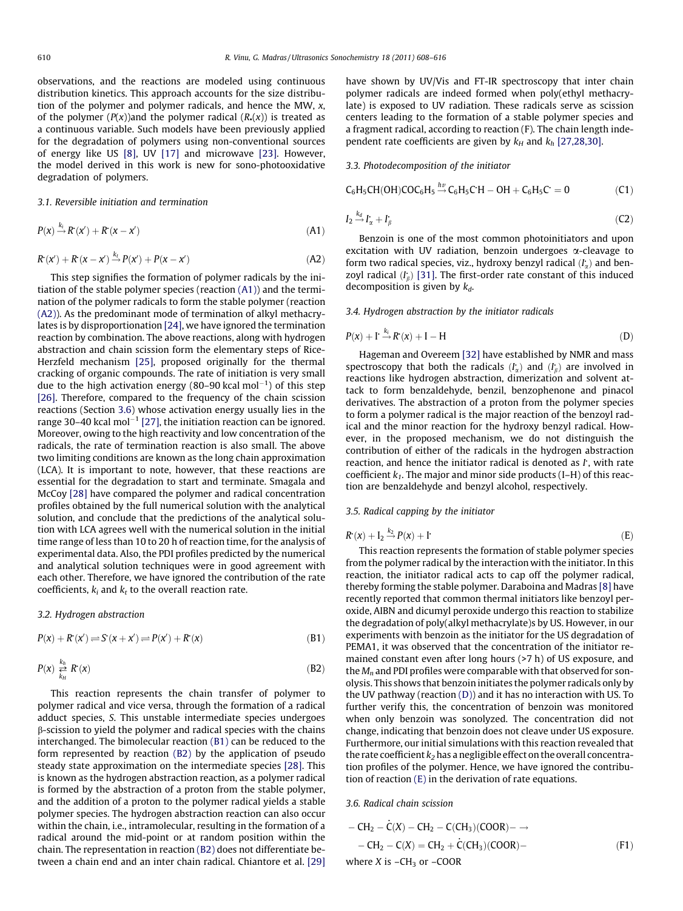observations, and the reactions are modeled using continuous distribution kinetics. This approach accounts for the size distribution of the polymer and polymer radicals, and hence the MW, $x$, of the polymer ($P(x)$)and the polymer radical ($R_{•}(x)$) is treated as a continuous variable. Such models have been previously applied for the degradation of polymers using non-conventional sources of energy like US [8], UV [17] and microwave [23]. However, the model derived in this work is new for sono-photooxidative degradation of polymers.

### 3.1. Reversible initiation and termination

$$P(x) \xrightarrow{k_i} R^{\cdot}(x') + R^{\cdot}(x - x') \tag{A1}$$

$$R^{\cdot}(x') + R^{\cdot}(x - x') \xrightarrow{k_t} P(x') + P(x - x') \tag{A2}$$

This step signifies the formation of polymer radicals by the initiation of the stable polymer species (reaction (A1)) and the termination of the polymer radicals to form the stable polymer (reaction (A2)). As the predominant mode of termination of alkyl methacrylates is by disproportionation [24], we have ignored the termination reaction by combination. The above reactions, along with hydrogen abstraction and chain scission form the elementary steps of Rice-Herzfeld mechanism [25], proposed originally for the thermal cracking of organic compounds. The rate of initiation is very small due to the high activation energy (80–90 kcal $mol^{-1}$) of this step [26]. Therefore, compared to the frequency of the chain scission reactions (Section 3.6) whose activation energy usually lies in the range 30–40 kcal $mol^{-1}$ [27], the initiation reaction can be ignored. Moreover, owing to the high reactivity and low concentration of the radicals, the rate of termination reaction is also small. The above two limiting conditions are known as the long chain approximation (LCA). It is important to note, however, that these reactions are essential for the degradation to start and terminate. Smagala and McCoy [28] have compared the polymer and radical concentration profiles obtained by the full numerical solution with the analytical solution, and conclude that the predictions of the analytical solution with LCA agrees well with the numerical solution in the initial time range of less than 10 to 20 h of reaction time, for the analysis of experimental data. Also, the PDI profiles predicted by the numerical and analytical solution techniques were in good agreement with each other. Therefore, we have ignored the contribution of the rate coefficients, $k_i$ and $k_t$ to the overall reaction rate.

### 3.2. Hydrogen abstraction

$$P(x) + R^{\cdot}(x') \rightleftharpoons S^{\cdot}(x + x') \rightleftharpoons P(x') + R^{\cdot}(x) \tag{B1}$$

$$P(x) \underset{k_H}{\overset{k_h}{\rightleftharpoons}} R^{\cdot}(x) \tag{B2}$$

This reaction represents the chain transfer of polymer to polymer radical and vice versa, through the formation of a radical adduct species, $S$. This unstable intermediate species undergoes β-scission to yield the polymer and radical species with the chains interchanged. The bimolecular reaction (B1) can be reduced to the form represented by reaction (B2) by the application of pseudo steady state approximation on the intermediate species [28]. This is known as the hydrogen abstraction reaction, as a polymer radical is formed by the abstraction of a proton from the stable polymer, and the addition of a proton to the polymer radical yields a stable polymer species. The hydrogen abstraction reaction can also occur within the chain, i.e., intramolecular, resulting in the formation of a radical around the mid-point or at random position within the chain. The representation in reaction (B2) does not differentiate between a chain end and an inter chain radical. Chiantore et al. [29] have shown by UV/Vis and FT-IR spectroscopy that inter chain polymer radicals are indeed formed when poly(ethyl methacrylate) is exposed to UV radiation. These radicals serve as scission centers leading to the formation of a stable polymer species and a fragment radical, according to reaction (F). The chain length independent rate coefficients are given by $k_H$ and $k_h$ [27,28,30].

### 3.3. Photodecomposition of the initiator

$$C_6H_5CH(OH)COC_6H_5 \xrightarrow{h\nu} C_6H_5C^{\cdot}H - OH + C_6H_5C^{\cdot} = 0 \tag{C1}$$

$$I_2 \xrightarrow{k_d} I^{\cdot}_{\alpha} + I^{\cdot}_{\beta} \tag{C2}$$

Benzoin is one of the most common photoinitiators and upon excitation with UV radiation, benzoin undergoes α-cleavage to form two radical species, viz., hydroxy benzyl radical ($I^{\cdot}_{\alpha}$) and benzoyl radical ($I^{\cdot}_{\beta}$) [31]. The first-order rate constant of this induced decomposition is given by $k_d$.

### 3.4. Hydrogen abstraction by the initiator radicals

$$P(x) + I^{\cdot} \xrightarrow{k_I} R^{\cdot}(x) + I - H \tag{D}$$

Hageman and Overeem [32] have established by NMR and mass spectroscopy that both the radicals ($I^{\cdot}_{\alpha}$) and ($I^{\cdot}_{\beta}$) are involved in reactions like hydrogen abstraction, dimerization and solvent attack to form benzaldehyde, benzil, benzophenone and pinacol derivatives. The abstraction of a proton from the polymer species to form a polymer radical is the major reaction of the benzoyl radical and the minor reaction for the hydroxy benzyl radical. However, in the proposed mechanism, we do not distinguish the contribution of either of the radicals in the hydrogen abstraction reaction, and hence the initiator radical is denoted as $I^{\cdot}$, with rate coefficient $k_I$. The major and minor side products (I–H) of this reaction are benzaldehyde and benzyl alcohol, respectively.

### 3.5. Radical capping by the initiator

$$R^{\cdot}(x) + I_2 \xrightarrow{k_2} P(x) + I^{\cdot} \tag{E}$$

This reaction represents the formation of stable polymer species from the polymer radical by the interaction with the initiator. In this reaction, the initiator radical acts to cap off the polymer radical, thereby forming the stable polymer. Daraboina and Madras [8] have recently reported that common thermal initiators like benzoyl peroxide, AIBN and dicumyl peroxide undergo this reaction to stabilize the degradation of poly(alkyl methacrylate)s by US. However, in our experiments with benzoin as the initiator for the US degradation of PEMA1, it was observed that the concentration of the initiator remained constant even after long hours (>7 h) of US exposure, and the $M_n$ and PDI profiles were comparable with that observed for sonolysis. This shows that benzoin initiates the polymer radicals only by the UV pathway (reaction (D)) and it has no interaction with US. To further verify this, the concentration of benzoin was monitored when only benzoin was sonolyzed. The concentration did not change, indicating that benzoin does not cleave under US exposure. Furthermore, our initial simulations with this reaction revealed that the rate coefficient $k_2$ has a negligible effect on the overall concentration profiles of the polymer. Hence, we have ignored the contribution of reaction (E) in the derivation of rate equations.

### 3.6. Radical chain scission

$$\begin{aligned} &-CH_2 - \dot{C}(X) - CH_2 - C(CH_3)(COOR)- \rightarrow \\ &-CH_2 - C(X) = CH_2 + \dot{C}(CH_3)(COOR)- \end{aligned} \tag{F1}$$

where $X$ is $-CH_3$ or $-COOR$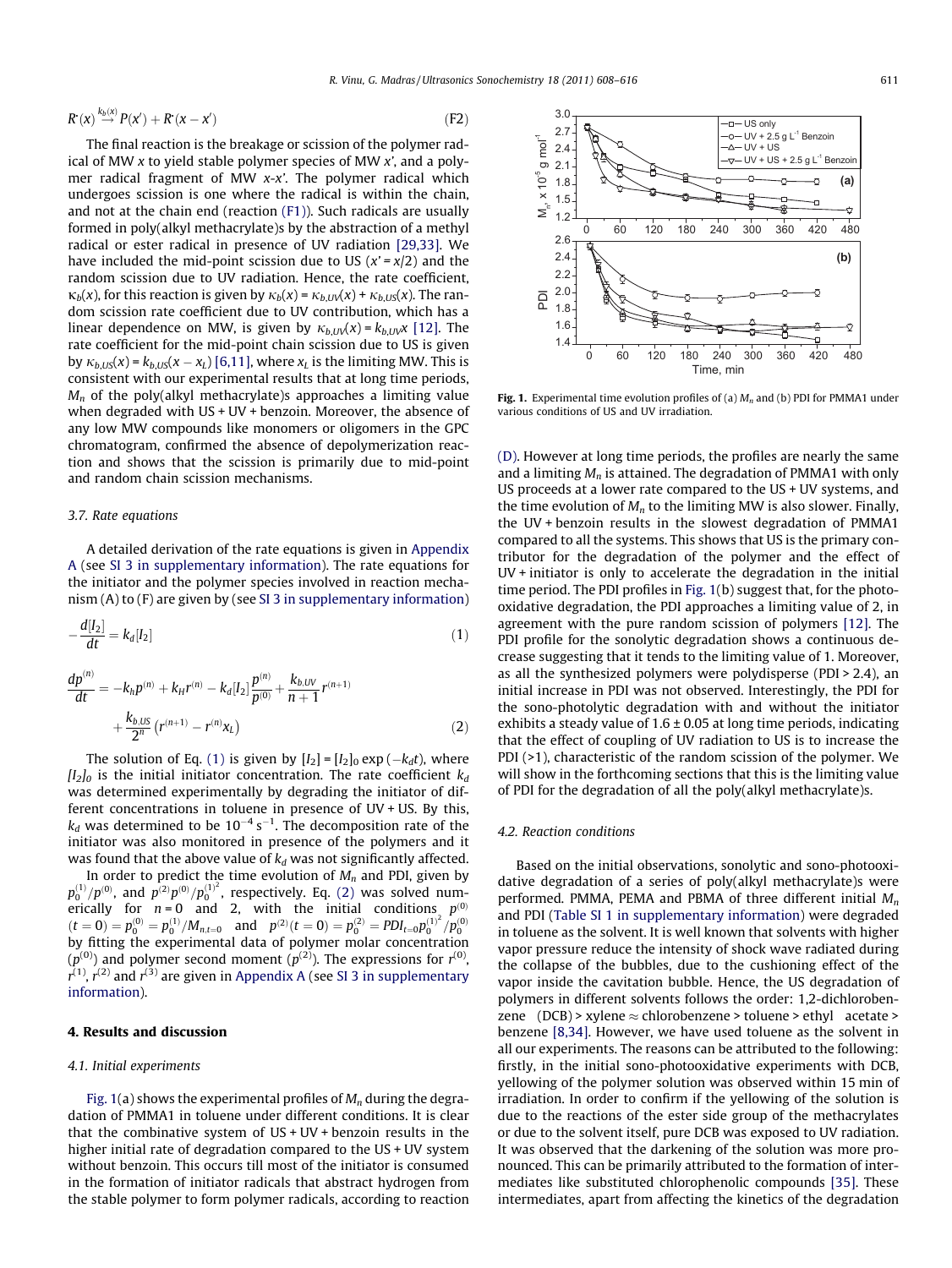$$R^{\cdot}(x) \xrightarrow{k_b(x)} P(x') + R^{\cdot}(x - x') \tag{F2}$$

The final reaction is the breakage or scission of the polymer radical of MW $x$ to yield stable polymer species of MW $x'$, and a polymer radical fragment of MW $x$-$x'$. The polymer radical which undergoes scission is one where the radical is within the chain, and not at the chain end (reaction (F1)). Such radicals are usually formed in poly(alkyl methacrylate)s by the abstraction of a methyl radical or ester radical in presence of UV radiation [29,33]. We have included the mid-point scission due to US ($x' = x/2$) and the random scission due to UV radiation. Hence, the rate coefficient, $\kappa_b(x)$, for this reaction is given by $\kappa_b(x) = \kappa_{b,UV}(x) + \kappa_{b,US}(x)$. The random scission rate coefficient due to UV contribution, which has a linear dependence on MW, is given by $\kappa_{b,UV}(x) = k_{b,UV}x$ [12]. The rate coefficient for the mid-point chain scission due to US is given by $\kappa_{b,US}(x) = k_{b,US}(x - x_L)$ [6,11], where $x_L$ is the limiting MW. This is consistent with our experimental results that at long time periods, $M_n$ of the poly(alkyl methacrylate)s approaches a limiting value when degraded with US + UV + benzoin. Moreover, the absence of any low MW compounds like monomers or oligomers in the GPC chromatogram, confirmed the absence of depolymerization reaction and shows that the scission is primarily due to mid-point and random chain scission mechanisms.

### 3.7. Rate equations

A detailed derivation of the rate equations is given in Appendix A (see SI 3 in supplementary information). The rate equations for the initiator and the polymer species involved in reaction mechanism (A) to (F) are given by (see SI 3 in supplementary information)

$$-\frac{d[I_2]}{dt} = k_d[I_2] \tag{1}$$

$$\frac{dp^{(n)}}{dt} = -k_h p^{(n)} + k_H r^{(n)} - k_d[I_2]\frac{p^{(n)}}{p^{(0)}} + \frac{k_{b,UV}}{n+1} r^{(n+1)} + \frac{k_{b,US}}{2^n}\left(r^{(n+1)} - r^{(n)}x_L\right) \tag{2}$$

The solution of Eq. (1) is given by $[I_2] = [I_2]_0 \exp(-k_d t)$, where $[I_2]_0$ is the initial initiator concentration. The rate coefficient $k_d$ was determined experimentally by degrading the initiator of different concentrations in toluene in presence of UV + US. By this, $k_d$ was determined to be $10^{-4}\,\mathrm{s}^{-1}$. The decomposition rate of the initiator was also monitored in presence of the polymers and it was found that the above value of $k_d$ was not significantly affected.

In order to predict the time evolution of $M_n$ and PDI, given by $p_0^{(1)}/p^{(0)}$, and $p^{(2)}p^{(0)}/p_0^{(1)^2}$, respectively. Eq. (2) was solved numerically for $n = 0$ and 2, with the initial conditions $p^{(0)}(t = 0) = p_0^{(0)} = p_0^{(1)}/M_{n,t=0}$ and $p^{(2)}(t = 0) = p_0^{(2)} = PDI_{t=0}p_0^{(1)^2}/p_0^{(0)}$ by fitting the experimental data of polymer molar concentration ($p^{(0)}$) and polymer second moment ($p^{(2)}$). The expressions for $r^{(0)}$, $r^{(1)}$, $r^{(2)}$ and $r^{(3)}$ are given in Appendix A (see SI 3 in supplementary information).

## 4. Results and discussion

### 4.1. Initial experiments

Fig. 1(a) shows the experimental profiles of $M_n$ during the degradation of PMMA1 in toluene under different conditions. It is clear that the combinative system of US + UV + benzoin results in the higher initial rate of degradation compared to the US + UV system without benzoin. This occurs till most of the initiator is consumed in the formation of initiator radicals that abstract hydrogen from the stable polymer to form polymer radicals, according to reaction (D). However at long time periods, the profiles are nearly the same and a limiting $M_n$ is attained. The degradation of PMMA1 with only US proceeds at a lower rate compared to the US + UV systems, and the time evolution of $M_n$ to the limiting MW is also slower. Finally, the UV + benzoin results in the slowest degradation of PMMA1 compared to all the systems. This shows that US is the primary contributor for the degradation of the polymer and the effect of UV + initiator is to accelerate the degradation in the initial time period. The PDI profiles in Fig. 1(b) suggest that, for the photooxidative degradation, the PDI approaches a limiting value of 2, in agreement with the pure random scission of polymers [12]. The PDI profile for the sonolytic degradation shows a continuous decrease suggesting that it tends to the limiting value of 1. Moreover, as all the synthesized polymers were polydisperse (PDI > 2.4), an initial increase in PDI was not observed. Interestingly, the PDI for the sono-photolytic degradation with and without the initiator exhibits a steady value of 1.6 ± 0.05 at long time periods, indicating that the effect of coupling of UV radiation to US is to increase the PDI (>1), characteristic of the random scission of the polymer. We will show in the forthcoming sections that this is the limiting value of PDI for the degradation of all the poly(alkyl methacrylate)s.

Fig. 1. Experimental time evolution profiles of (a) $M_n$ and (b) PDI for PMMA1 under various conditions of US and UV irradiation.

### 4.2. Reaction conditions

Based on the initial observations, sonolytic and sono-photooxidative degradation of a series of poly(alkyl methacrylate)s were performed. PMMA, PEMA and PBMA of three different initial $M_n$ and PDI (Table SI 1 in supplementary information) were degraded in toluene as the solvent. It is well known that solvents with higher vapor pressure reduce the intensity of shock wave radiated during the collapse of the bubbles, due to the cushioning effect of the vapor inside the cavitation bubble. Hence, the US degradation of polymers in different solvents follows the order: 1,2-dichlorobenzene (DCB) > xylene ≈ chlorobenzene > toluene > ethyl acetate > benzene [8,34]. However, we have used toluene as the solvent in all our experiments. The reasons can be attributed to the following: firstly, in the initial sono-photooxidative experiments with DCB, yellowing of the polymer solution was observed within 15 min of irradiation. In order to confirm if the yellowing of the solution is due to the reactions of the ester side group of the methacrylates or due to the solvent itself, pure DCB was exposed to UV radiation. It was observed that the darkening of the solution was more pronounced. This can be primarily attributed to the formation of intermediates like substituted chlorophenolic compounds [35]. These intermediates, apart from affecting the kinetics of the degradation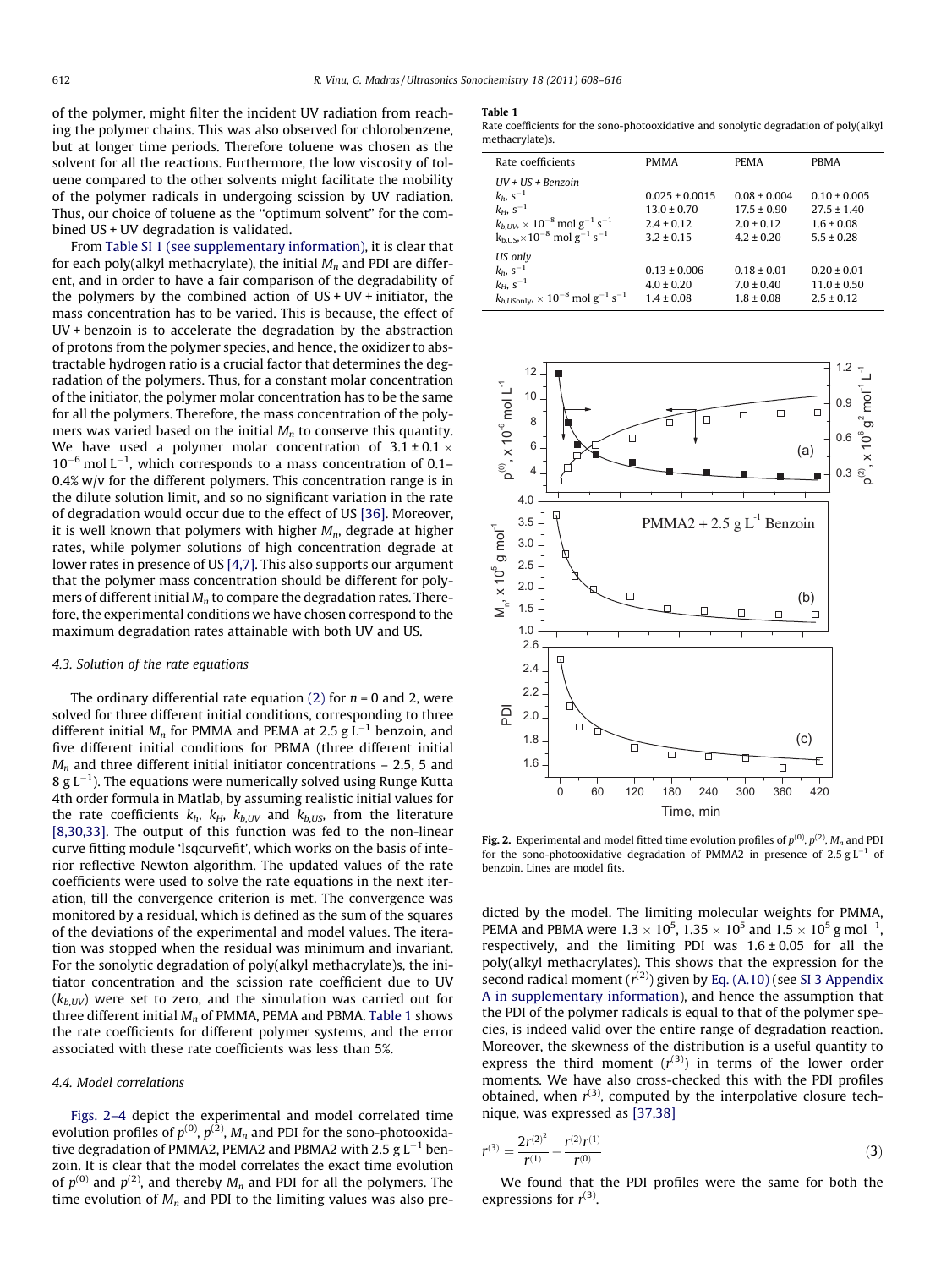of the polymer, might filter the incident UV radiation from reaching the polymer chains. This was also observed for chlorobenzene, but at longer time periods. Therefore toluene was chosen as the solvent for all the reactions. Furthermore, the low viscosity of toluene compared to the other solvents might facilitate the mobility of the polymer radicals in undergoing scission by UV radiation. Thus, our choice of toluene as the ''optimum solvent'' for the combined US + UV degradation is validated.

From Table SI 1 (see supplementary information), it is clear that for each poly(alkyl methacrylate), the initial $M_n$ and PDI are different, and in order to have a fair comparison of the degradability of the polymers by the combined action of US + UV + initiator, the mass concentration has to be varied. This is because, the effect of UV + benzoin is to accelerate the degradation by the abstraction of protons from the polymer species, and hence, the oxidizer to abstractable hydrogen ratio is a crucial factor that determines the degradation of the polymers. Thus, for a constant molar concentration of the initiator, the polymer molar concentration has to be the same for all the polymers. Therefore, the mass concentration of the polymers was varied based on the initial $M_n$ to conserve this quantity. We have used a polymer molar concentration of $3.1 \pm 0.1 \times 10^{-6}$ mol L$^{-1}$, which corresponds to a mass concentration of 0.1–0.4% w/v for the different polymers. This concentration range is in the dilute solution limit, and so no significant variation in the rate of degradation would occur due to the effect of US [36]. Moreover, it is well known that polymers with higher $M_n$, degrade at higher rates, while polymer solutions of high concentration degrade at lower rates in presence of US [4,7]. This also supports our argument that the polymer mass concentration should be different for polymers of different initial $M_n$ to compare the degradation rates. Therefore, the experimental conditions we have chosen correspond to the maximum degradation rates attainable with both UV and US.

### 4.3. Solution of the rate equations

The ordinary differential rate equation (2) for $n = 0$ and 2, were solved for three different initial conditions, corresponding to three different initial $M_n$ for PMMA and PEMA at 2.5 g L$^{-1}$ benzoin, and five different initial conditions for PBMA (three different initial $M_n$ and three different initial initiator concentrations – 2.5, 5 and 8 g L$^{-1}$). The equations were numerically solved using Runge Kutta 4th order formula in Matlab, by assuming realistic initial values for the rate coefficients $k_h$, $k_H$, $k_{b,UV}$ and $k_{b,US}$, from the literature [8,30,33]. The output of this function was fed to the non-linear curve fitting module 'lsqcurvefit', which works on the basis of interior reflective Newton algorithm. The updated values of the rate coefficients were used to solve the rate equations in the next iteration, till the convergence criterion is met. The convergence was monitored by a residual, which is defined as the sum of the squares of the deviations of the experimental and model values. The iteration was stopped when the residual was minimum and invariant. For the sonolytic degradation of poly(alkyl methacrylate)s, the initiator concentration and the scission rate coefficient due to UV ($k_{b,UV}$) were set to zero, and the simulation was carried out for three different initial $M_n$ of PMMA, PEMA and PBMA. Table 1 shows the rate coefficients for different polymer systems, and the error associated with these rate coefficients was less than 5%.

### 4.4. Model correlations

Figs. 2–4 depict the experimental and model correlated time evolution profiles of $p^{(0)}$, $p^{(2)}$, $M_n$ and PDI for the sono-photooxidative degradation of PMMA2, PEMA2 and PBMA2 with 2.5 g L$^{-1}$ benzoin. It is clear that the model correlates the exact time evolution of $p^{(0)}$ and $p^{(2)}$, and thereby $M_n$ and PDI for all the polymers. The time evolution of $M_n$ and PDI to the limiting values was also predicted by the model. The limiting molecular weights for PMMA, PEMA and PBMA were $1.3 \times 10^5$, $1.35 \times 10^5$ and $1.5 \times 10^5$ g mol$^{-1}$, respectively, and the limiting PDI was $1.6 \pm 0.05$ for all the poly(alkyl methacrylates). This shows that the expression for the second radical moment ($r^{(2)}$) given by Eq. (A.10) (see SI 3 Appendix A in supplementary information), and hence the assumption that the PDI of the polymer radicals is equal to that of the polymer species, is indeed valid over the entire range of degradation reaction. Moreover, the skewness of the distribution is a useful quantity to express the third moment ($r^{(3)}$) in terms of the lower order moments. We have also cross-checked this with the PDI profiles obtained, when $r^{(3)}$, computed by the interpolative closure technique, was expressed as [37,38]

$$r^{(3)} = \frac{2{r^{(2)}}^2}{r^{(1)}} - \frac{r^{(2)}r^{(1)}}{r^{(0)}} \tag{3}$$

We found that the PDI profiles were the same for both the expressions for $r^{(3)}$.

**Table 1**
Rate coefficients for the sono-photooxidative and sonolytic degradation of poly(alkyl methacrylate)s.

| Rate coefficients | PMMA | PEMA | PBMA |
|---|---|---|---|
| *UV + US + Benzoin* | | | |
| $k_h$, s$^{-1}$ | $0.025 \pm 0.0015$ | $0.08 \pm 0.004$ | $0.10 \pm 0.005$ |
| $k_H$, s$^{-1}$ | $13.0 \pm 0.70$ | $17.5 \pm 0.90$ | $27.5 \pm 1.40$ |
| $k_{b,UV}$, $\times 10^{-8}$ mol g$^{-1}$ s$^{-1}$ | $2.4 \pm 0.12$ | $2.0 \pm 0.12$ | $1.6 \pm 0.08$ |
| $k_{b,US}$, $\times 10^{-8}$ mol g$^{-1}$ s$^{-1}$ | $3.2 \pm 0.15$ | $4.2 \pm 0.20$ | $5.5 \pm 0.28$ |
| *US only* | | | |
| $k_h$, s$^{-1}$ | $0.13 \pm 0.006$ | $0.18 \pm 0.01$ | $0.20 \pm 0.01$ |
| $k_H$, s$^{-1}$ | $4.0 \pm 0.20$ | $7.0 \pm 0.40$ | $11.0 \pm 0.50$ |
| $k_{b,USonly}$, $\times 10^{-8}$ mol g$^{-1}$ s$^{-1}$ | $1.4 \pm 0.08$ | $1.8 \pm 0.08$ | $2.5 \pm 0.12$ |

**Fig. 2.** Experimental and model fitted time evolution profiles of $p^{(0)}$, $p^{(2)}$, $M_n$ and PDI for the sono-photooxidative degradation of PMMA2 in presence of 2.5 g L$^{-1}$ of benzoin. Lines are model fits.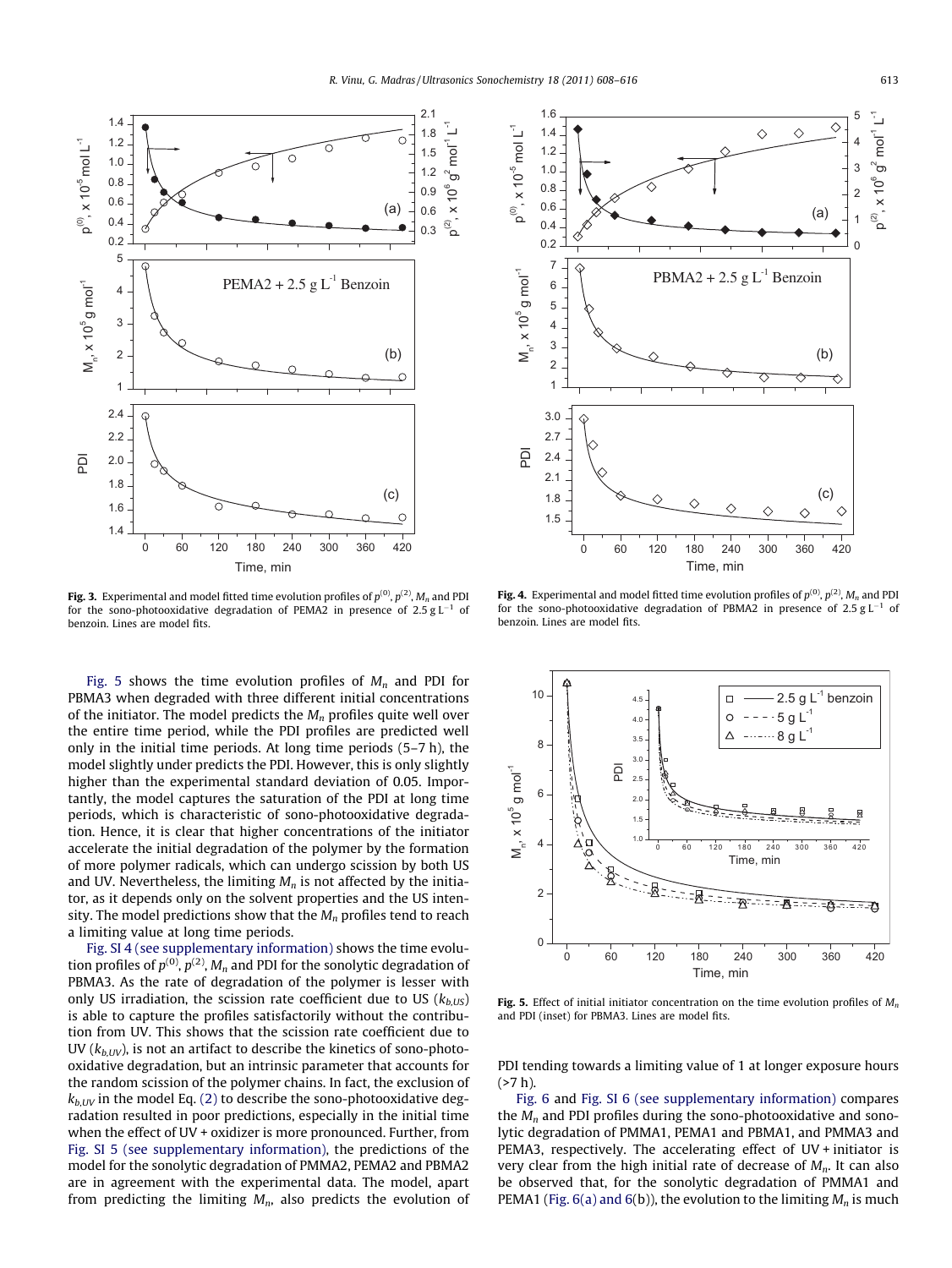**Fig. 3.** Experimental and model fitted time evolution profiles of $p^{(0)}$, $p^{(2)}$, $M_n$ and PDI for the sono-photooxidative degradation of PEMA2 in presence of 2.5 g L$^{-1}$ of benzoin. Lines are model fits.

**Fig. 4.** Experimental and model fitted time evolution profiles of $p^{(0)}$, $p^{(2)}$, $M_n$ and PDI for the sono-photooxidative degradation of PBMA2 in presence of 2.5 g L$^{-1}$ of benzoin. Lines are model fits.

Fig. 5 shows the time evolution profiles of $M_n$ and PDI for PBMA3 when degraded with three different initial concentrations of the initiator. The model predicts the $M_n$ profiles quite well over the entire time period, while the PDI profiles are predicted well only in the initial time periods. At long time periods (5–7 h), the model slightly under predicts the PDI. However, this is only slightly higher than the experimental standard deviation of 0.05. Importantly, the model captures the saturation of the PDI at long time periods, which is characteristic of sono-photooxidative degradation. Hence, it is clear that higher concentrations of the initiator accelerate the initial degradation of the polymer by the formation of more polymer radicals, which can undergo scission by both US and UV. Nevertheless, the limiting $M_n$ is not affected by the initiator, as it depends only on the solvent properties and the US intensity. The model predictions show that the $M_n$ profiles tend to reach a limiting value at long time periods.

Fig. SI 4 (see supplementary information) shows the time evolution profiles of $p^{(0)}$, $p^{(2)}$, $M_n$ and PDI for the sonolytic degradation of PBMA3. As the rate of degradation of the polymer is lesser with only US irradiation, the scission rate coefficient due to US ($k_{b,US}$) is able to capture the profiles satisfactorily without the contribution from UV. This shows that the scission rate coefficient due to UV ($k_{b,UV}$), is not an artifact to describe the kinetics of sono-photooxidative degradation, but an intrinsic parameter that accounts for the random scission of the polymer chains. In fact, the exclusion of $k_{b,UV}$ in the model Eq. (2) to describe the sono-photooxidative degradation resulted in poor predictions, especially in the initial time when the effect of UV + oxidizer is more pronounced. Further, from Fig. SI 5 (see supplementary information), the predictions of the model for the sonolytic degradation of PMMA2, PEMA2 and PBMA2 are in agreement with the experimental data. The model, apart from predicting the limiting $M_n$, also predicts the evolution of PDI tending towards a limiting value of 1 at longer exposure hours (>7 h).

**Fig. 5.** Effect of initial initiator concentration on the time evolution profiles of $M_n$ and PDI (inset) for PBMA3. Lines are model fits.

Fig. 6 and Fig. SI 6 (see supplementary information) compares the $M_n$ and PDI profiles during the sono-photooxidative and sonolytic degradation of PMMA1, PEMA1 and PBMA1, and PMMA3 and PEMA3, respectively. The accelerating effect of UV + initiator is very clear from the high initial rate of decrease of $M_n$. It can also be observed that, for the sonolytic degradation of PMMA1 and PEMA1 (Fig. 6(a) and 6(b)), the evolution to the limiting $M_n$ is much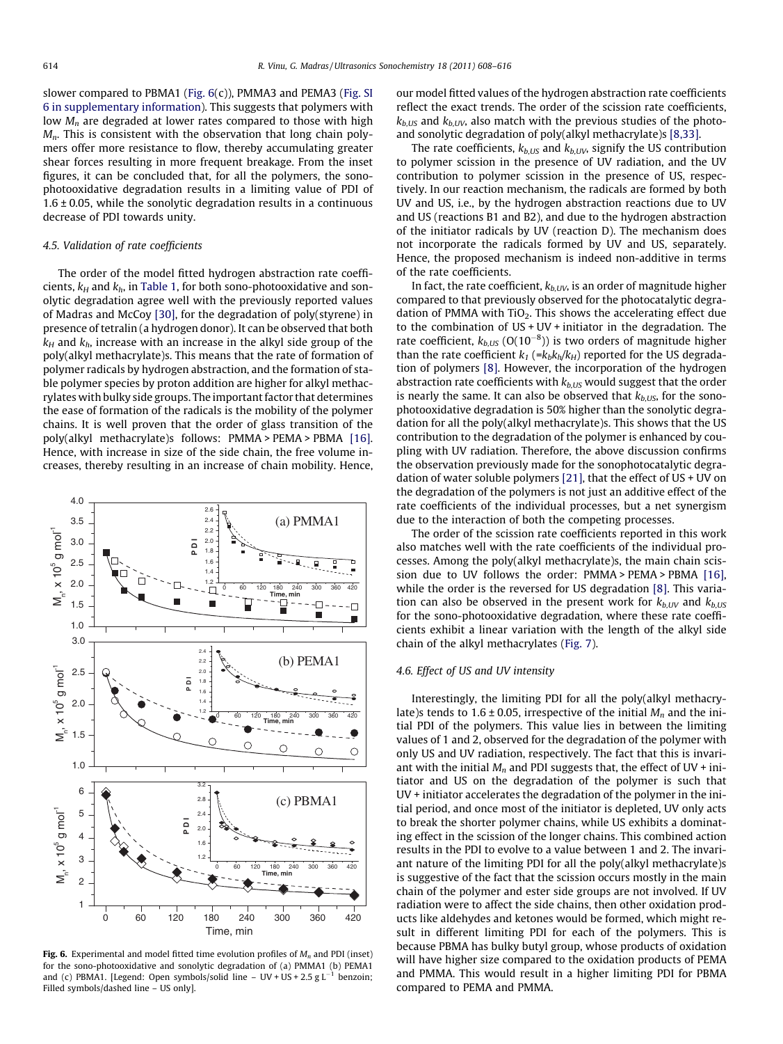slower compared to PBMA1 (Fig. 6(c)), PMMA3 and PEMA3 (Fig. SI 6 in supplementary information). This suggests that polymers with low $M_n$ are degraded at lower rates compared to those with high $M_n$. This is consistent with the observation that long chain polymers offer more resistance to flow, thereby accumulating greater shear forces resulting in more frequent breakage. From the inset figures, it can be concluded that, for all the polymers, the sono-photooxidative degradation results in a limiting value of PDI of 1.6 ± 0.05, while the sonolytic degradation results in a continuous decrease of PDI towards unity.

### 4.5. Validation of rate coefficients

The order of the model fitted hydrogen abstraction rate coefficients, $k_H$ and $k_h$, in Table 1, for both sono-photooxidative and sonolytic degradation agree well with the previously reported values of Madras and McCoy [30], for the degradation of poly(styrene) in presence of tetralin (a hydrogen donor). It can be observed that both $k_H$ and $k_h$, increase with an increase in the alkyl side group of the poly(alkyl methacrylate)s. This means that the rate of formation of polymer radicals by hydrogen abstraction, and the formation of stable polymer species by proton addition are higher for alkyl methacrylates with bulky side groups. The important factor that determines the ease of formation of the radicals is the mobility of the polymer chains. It is well proven that the order of glass transition of the poly(alkyl methacrylate)s follows: PMMA > PEMA > PBMA [16]. Hence, with increase in size of the side chain, the free volume increases, thereby resulting in an increase of chain mobility. Hence, our model fitted values of the hydrogen abstraction rate coefficients reflect the exact trends. The order of the scission rate coefficients, $k_{b,US}$ and $k_{b,UV}$, also match with the previous studies of the photo- and sonolytic degradation of poly(alkyl methacrylate)s [8,33].

The rate coefficients, $k_{b,US}$ and $k_{b,UV}$, signify the US contribution to polymer scission in the presence of UV radiation, and the UV contribution to polymer scission in the presence of US, respectively. In our reaction mechanism, the radicals are formed by both UV and US, i.e., by the hydrogen abstraction reactions due to UV and US (reactions B1 and B2), and due to the hydrogen abstraction of the initiator radicals by UV (reaction D). The mechanism does not incorporate the radicals formed by UV and US, separately. Hence, the proposed mechanism is indeed non-additive in terms of the rate coefficients.

In fact, the rate coefficient, $k_{b,UV}$, is an order of magnitude higher compared to that previously observed for the photocatalytic degradation of PMMA with $TiO_2$. This shows the accelerating effect due to the combination of US + UV + initiator in the degradation. The rate coefficient, $k_{b,US}$ ($O(10^{-8})$) is two orders of magnitude higher than the rate coefficient $k_1$ ($=k_b k_h/k_H$) reported for the US degradation of polymers [8]. However, the incorporation of the hydrogen abstraction rate coefficients with $k_{b,US}$ would suggest that the order is nearly the same. It can also be observed that $k_{b,US}$, for the sono-photooxidative degradation is 50% higher than the sonolytic degradation for all the poly(alkyl methacrylate)s. This shows that the US contribution to the degradation of the polymer is enhanced by coupling with UV radiation. Therefore, the above discussion confirms the observation previously made for the sonophotocatalytic degradation of water soluble polymers [21], that the effect of US + UV on the degradation of the polymers is not just an additive effect of the rate coefficients of the individual processes, but a net synergism due to the interaction of both the competing processes.

The order of the scission rate coefficients reported in this work also matches well with the rate coefficients of the individual processes. Among the poly(alkyl methacrylate)s, the main chain scission due to UV follows the order: PMMA > PEMA > PBMA [16], while the order is the reversed for US degradation [8]. This variation can also be observed in the present work for $k_{b,UV}$ and $k_{b,US}$ for the sono-photooxidative degradation, where these rate coefficients exhibit a linear variation with the length of the alkyl side chain of the alkyl methacrylates (Fig. 7).

### 4.6. Effect of US and UV intensity

Interestingly, the limiting PDI for all the poly(alkyl methacrylate)s tends to 1.6 ± 0.05, irrespective of the initial $M_n$ and the initial PDI of the polymers. This value lies in between the limiting values of 1 and 2, observed for the degradation of the polymer with only US and UV radiation, respectively. The fact that this is invariant with the initial $M_n$ and PDI suggests that, the effect of UV + initiator and US on the degradation of the polymer is such that UV + initiator accelerates the degradation of the polymer in the initial period, and once most of the initiator is depleted, UV only acts to break the shorter polymer chains, while US exhibits a dominating effect in the scission of the longer chains. This combined action results in the PDI to evolve to a value between 1 and 2. The invariant nature of the limiting PDI for all the poly(alkyl methacrylate)s is suggestive of the fact that the scission occurs mostly in the main chain of the polymer and ester side groups are not involved. If UV radiation were to affect the side chains, then other oxidation products like aldehydes and ketones would be formed, which might result in different limiting PDI for each of the polymers. This is because PBMA has bulky butyl group, whose products of oxidation will have higher size compared to the oxidation products of PEMA and PMMA. This would result in a higher limiting PDI for PBMA compared to PEMA and PMMA.

**Fig. 6.** Experimental and model fitted time evolution profiles of $M_n$ and PDI (inset) for the sono-photooxidative and sonolytic degradation of (a) PMMA1 (b) PEMA1 and (c) PBMA1. [Legend: Open symbols/solid line – UV + US + 2.5 g L$^{-1}$ benzoin; Filled symbols/dashed line – US only].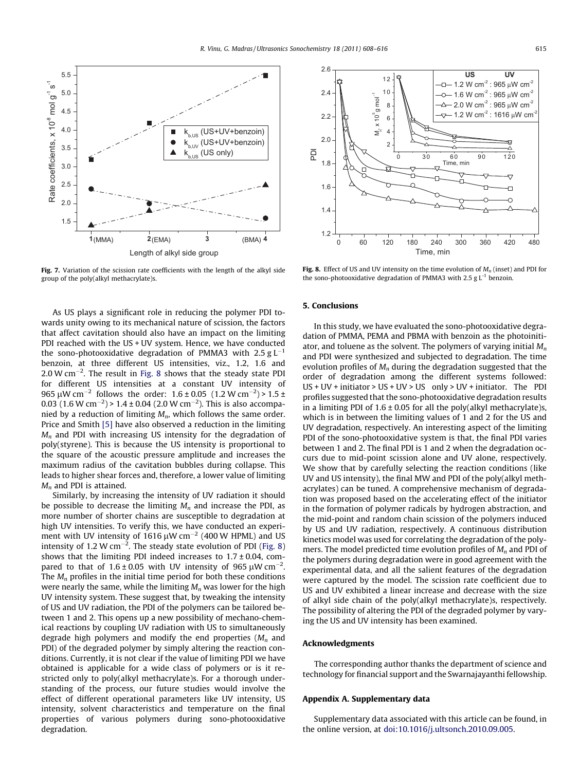Rate coefficients, x $10^{-8}$ mol $g^{-1}$ $s^{-1}$

5.5
5.0
4.5
4.0
3.5
3.0
2.5
2.0
1.5

$k_{b,US}$ (US+UV+benzoin)
$k_{b,UV}$ (US+UV+benzoin)
$k_{b,US}$ (US only)

1(MMA) 2(EMA) 3 (BMA) 4

Length of alkyl side group

**Fig. 7.** Variation of the scission rate coefficients with the length of the alkyl side group of the poly(alkyl methacrylate)s.

PDI

2.6
2.4
2.2
2.0
1.8
1.6
1.4
1.2

0 60 120 180 240 300 360 420 480

Time, min

US UV
1.2 W $cm^{-2}$ : 965 μW $cm^{-2}$
1.6 W $cm^{-2}$ : 965 μW $cm^{-2}$
2.0 W $cm^{-2}$ : 965 μW $cm^{-2}$
1.2 W $cm^{-2}$ : 1616 μW $cm^{-2}$

$M_n$ x $10^{5}$ g $mol^{-1}$

12
10
8
6
4
2

0 30 60 90 120

Time, min

**Fig. 8.** Effect of US and UV intensity on the time evolution of $M_n$ (inset) and PDI for the sono-photooxidative degradation of PMMA3 with 2.5 g $L^{-1}$ benzoin.

As US plays a significant role in reducing the polymer PDI towards unity owing to its mechanical nature of scission, the factors that affect cavitation should also have an impact on the limiting PDI reached with the US + UV system. Hence, we have conducted the sono-photooxidative degradation of PMMA3 with 2.5 g $L^{-1}$ benzoin, at three different US intensities, viz., 1.2, 1.6 and 2.0 W $cm^{-2}$. The result in Fig. 8 shows that the steady state PDI for different US intensities at a constant UV intensity of 965 μW $cm^{-2}$ follows the order: 1.6 ± 0.05 (1.2 W $cm^{-2}$) > 1.5 ± 0.03 (1.6 W $cm^{-2}$) > 1.4 ± 0.04 (2.0 W $cm^{-2}$). This is also accompanied by a reduction of limiting $M_n$, which follows the same order. Price and Smith [5] have also observed a reduction in the limiting $M_n$ and PDI with increasing US intensity for the degradation of poly(styrene). This is because the US intensity is proportional to the square of the acoustic pressure amplitude and increases the maximum radius of the cavitation bubbles during collapse. This leads to higher shear forces and, therefore, a lower value of limiting $M_n$ and PDI is attained.

Similarly, by increasing the intensity of UV radiation it should be possible to decrease the limiting $M_n$ and increase the PDI, as more number of shorter chains are susceptible to degradation at high UV intensities. To verify this, we have conducted an experiment with UV intensity of 1616 μW $cm^{-2}$ (400 W HPML) and US intensity of 1.2 W $cm^{-2}$. The steady state evolution of PDI (Fig. 8) shows that the limiting PDI indeed increases to 1.7 ± 0.04, compared to that of 1.6 ± 0.05 with UV intensity of 965 μW $cm^{-2}$. The $M_n$ profiles in the initial time period for both these conditions were nearly the same, while the limiting $M_n$ was lower for the high UV intensity system. These suggest that, by tweaking the intensity of US and UV radiation, the PDI of the polymers can be tailored between 1 and 2. This opens up a new possibility of mechano-chemical reactions by coupling UV radiation with US to simultaneously degrade high polymers and modify the end properties ($M_n$ and PDI) of the degraded polymer by simply altering the reaction conditions. Currently, it is not clear if the value of limiting PDI we have obtained is applicable for a wide class of polymers or is it restricted only to poly(alkyl methacrylate)s. For a thorough understanding of the process, our future studies would involve the effect of different operational parameters like UV intensity, US intensity, solvent characteristics and temperature on the final properties of various polymers during sono-photooxidative degradation.

## 5. Conclusions

In this study, we have evaluated the sono-photooxidative degradation of PMMA, PEMA and PBMA with benzoin as the photoinitiator, and toluene as the solvent. The polymers of varying initial $M_n$ and PDI were synthesized and subjected to degradation. The time evolution profiles of $M_n$ during the degradation suggested that the order of degradation among the different systems followed: US + UV + initiator > US + UV > US only > UV + initiator. The PDI profiles suggested that the sono-photooxidative degradation results in a limiting PDI of 1.6 ± 0.05 for all the poly(alkyl methacrylate)s, which is in between the limiting values of 1 and 2 for the US and UV degradation, respectively. An interesting aspect of the limiting PDI of the sono-photooxidative system is that, the final PDI varies between 1 and 2. The final PDI is 1 and 2 when the degradation occurs due to mid-point scission alone and UV alone, respectively. We show that by carefully selecting the reaction conditions (like UV and US intensity), the final MW and PDI of the poly(alkyl methacrylates) can be tuned. A comprehensive mechanism of degradation was proposed based on the accelerating effect of the initiator in the formation of polymer radicals by hydrogen abstraction, and the mid-point and random chain scission of the polymers induced by US and UV radiation, respectively. A continuous distribution kinetics model was used for correlating the degradation of the polymers. The model predicted time evolution profiles of $M_n$ and PDI of the polymers during degradation were in good agreement with the experimental data, and all the salient features of the degradation were captured by the model. The scission rate coefficient due to US and UV exhibited a linear increase and decrease with the size of alkyl side chain of the poly(alkyl methacrylate)s, respectively. The possibility of altering the PDI of the degraded polymer by varying the US and UV intensity has been examined.

## Acknowledgments

The corresponding author thanks the department of science and technology for financial support and the Swarnajayanthi fellowship.

## Appendix A. Supplementary data

Supplementary data associated with this article can be found, in the online version, at doi:10.1016/j.ultsonch.2010.09.005.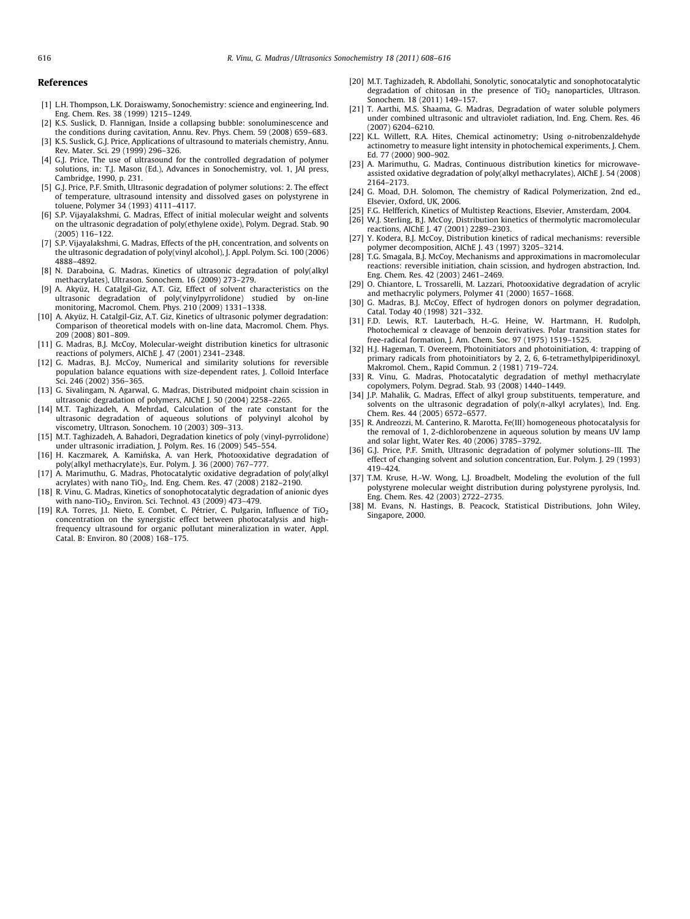## References

[1] L.H. Thompson, L.K. Doraiswamy, Sonochemistry: science and engineering, Ind. Eng. Chem. Res. 38 (1999) 1215–1249.

[2] K.S. Suslick, D. Flannigan, Inside a collapsing bubble: sonoluminescence and the conditions during cavitation, Annu. Rev. Phys. Chem. 59 (2008) 659–683.

[3] K.S. Suslick, G.J. Price, Applications of ultrasound to materials chemistry, Annu. Rev. Mater. Sci. 29 (1999) 296–326.

[4] G.J. Price, The use of ultrasound for the controlled degradation of polymer solutions, in: T.J. Mason (Ed.), Advances in Sonochemistry, vol. 1, JAI press, Cambridge, 1990, p. 231.

[5] G.J. Price, P.F. Smith, Ultrasonic degradation of polymer solutions: 2. The effect of temperature, ultrasound intensity and dissolved gases on polystyrene in toluene, Polymer 34 (1993) 4111–4117.

[6] S.P. Vijayalakshmi, G. Madras, Effect of initial molecular weight and solvents on the ultrasonic degradation of poly(ethylene oxide), Polym. Degrad. Stab. 90 (2005) 116–122.

[7] S.P. Vijayalakshmi, G. Madras, Effects of the pH, concentration, and solvents on the ultrasonic degradation of poly(vinyl alcohol), J. Appl. Polym. Sci. 100 (2006) 4888–4892.

[8] N. Daraboina, G. Madras, Kinetics of ultrasonic degradation of poly(alkyl methacrylates), Ultrason. Sonochem. 16 (2009) 273–279.

[9] A. Akyüz, H. Catalgil-Giz, A.T. Giz, Effect of solvent characteristics on the ultrasonic degradation of poly(vinylpyrrolidone) studied by on-line monitoring, Macromol. Chem. Phys. 210 (2009) 1331–1338.

[10] A. Akyüz, H. Catalgil-Giz, A.T. Giz, Kinetics of ultrasonic polymer degradation: Comparison of theoretical models with on-line data, Macromol. Chem. Phys. 209 (2008) 801–809.

[11] G. Madras, B.J. McCoy, Molecular-weight distribution kinetics for ultrasonic reactions of polymers, AIChE J. 47 (2001) 2341–2348.

[12] G. Madras, B.J. McCoy, Numerical and similarity solutions for reversible population balance equations with size-dependent rates, J. Colloid Interface Sci. 246 (2002) 356–365.

[13] G. Sivalingam, N. Agarwal, G. Madras, Distributed midpoint chain scission in ultrasonic degradation of polymers, AIChE J. 50 (2004) 2258–2265.

[14] M.T. Taghizadeh, A. Mehrdad, Calculation of the rate constant for the ultrasonic degradation of aqueous solutions of polyvinyl alcohol by viscometry, Ultrason. Sonochem. 10 (2003) 309–313.

[15] M.T. Taghizadeh, A. Bahadori, Degradation kinetics of poly (vinyl-pyrrolidone) under ultrasonic irradiation, J. Polym. Res. 16 (2009) 545–554.

[16] H. Kaczmarek, A. Kamińska, A. van Herk, Photooxidative degradation of poly(alkyl methacrylate)s, Eur. Polym. J. 36 (2000) 767–777.

[17] A. Marimuthu, G. Madras, Photocatalytic oxidative degradation of poly(alkyl acrylates) with nano $TiO_2$, Ind. Eng. Chem. Res. 47 (2008) 2182–2190.

[18] R. Vinu, G. Madras, Kinetics of sonophotocatalytic degradation of anionic dyes with nano-$TiO_2$, Environ. Sci. Technol. 43 (2009) 473–479.

[19] R.A. Torres, J.I. Nieto, E. Combet, C. Pétrier, C. Pulgarin, Influence of $TiO_2$ concentration on the synergistic effect between photocatalysis and high-frequency ultrasound for organic pollutant mineralization in water, Appl. Catal. B: Environ. 80 (2008) 168–175.

[20] M.T. Taghizadeh, R. Abdollahi, Sonolytic, sonocatalytic and sonophotocatalytic degradation of chitosan in the presence of $TiO_2$ nanoparticles, Ultrason. Sonochem. 18 (2011) 149–157.

[21] T. Aarthi, M.S. Shaama, G. Madras, Degradation of water soluble polymers under combined ultrasonic and ultraviolet radiation, Ind. Eng. Chem. Res. 46 (2007) 6204–6210.

[22] K.L. Willett, R.A. Hites, Chemical actinometry; Using *o*-nitrobenzaldehyde actinometry to measure light intensity in photochemical experiments, J. Chem. Ed. 77 (2000) 900–902.

[23] A. Marimuthu, G. Madras, Continuous distribution kinetics for microwave-assisted oxidative degradation of poly(alkyl methacrylates), AIChE J. 54 (2008) 2164–2173.

[24] G. Moad, D.H. Solomon, The chemistry of Radical Polymerization, 2nd ed., Elsevier, Oxford, UK, 2006.

[25] F.G. Helfferich, Kinetics of Multistep Reactions, Elsevier, Amsterdam, 2004.

[26] W.J. Sterling, B.J. McCoy, Distribution kinetics of thermolytic macromolecular reactions, AIChE J. 47 (2001) 2289–2303.

[27] Y. Kodera, B.J. McCoy, Distribution kinetics of radical mechanisms: reversible polymer decomposition, AIChE J. 43 (1997) 3205–3214.

[28] T.G. Smagala, B.J. McCoy, Mechanisms and approximations in macromolecular reactions: reversible initiation, chain scission, and hydrogen abstraction, Ind. Eng. Chem. Res. 42 (2003) 2461–2469.

[29] O. Chiantore, L. Trossarelli, M. Lazzari, Photooxidative degradation of acrylic and methacrylic polymers, Polymer 41 (2000) 1657–1668.

[30] G. Madras, B.J. McCoy, Effect of hydrogen donors on polymer degradation, Catal. Today 40 (1998) 321–332.

[31] F.D. Lewis, R.T. Lauterbach, H.-G. Heine, W. Hartmann, H. Rudolph, Photochemical α cleavage of benzoin derivatives. Polar transition states for free-radical formation, J. Am. Chem. Soc. 97 (1975) 1519–1525.

[32] H.J. Hageman, T. Overeem, Photoinitiators and photoinitiation, 4: trapping of primary radicals from photoinitiators by 2, 2, 6, 6-tetramethylpiperidinoxyl, Makromol. Chem., Rapid Commun. 2 (1981) 719–724.

[33] R. Vinu, G. Madras, Photocatalytic degradation of methyl methacrylate copolymers, Polym. Degrad. Stab. 93 (2008) 1440–1449.

[34] J.P. Mahalik, G. Madras, Effect of alkyl group substituents, temperature, and solvents on the ultrasonic degradation of poly(*n*-alkyl acrylates), Ind. Eng. Chem. Res. 44 (2005) 6572–6577.

[35] R. Andreozzi, M. Canterino, R. Marotta, Fe(III) homogeneous photocatalysis for the removal of 1, 2-dichlorobenzene in aqueous solution by means UV lamp and solar light, Water Res. 40 (2006) 3785–3792.

[36] G.J. Price, P.F. Smith, Ultrasonic degradation of polymer solutions–III. The effect of changing solvent and solution concentration, Eur. Polym. J. 29 (1993) 419–424.

[37] T.M. Kruse, H.-W. Wong, L.J. Broadbelt, Modeling the evolution of the full polystyrene molecular weight distribution during polystyrene pyrolysis, Ind. Eng. Chem. Res. 42 (2003) 2722–2735.

[38] M. Evans, N. Hastings, B. Peacock, Statistical Distributions, John Wiley, Singapore, 2000.